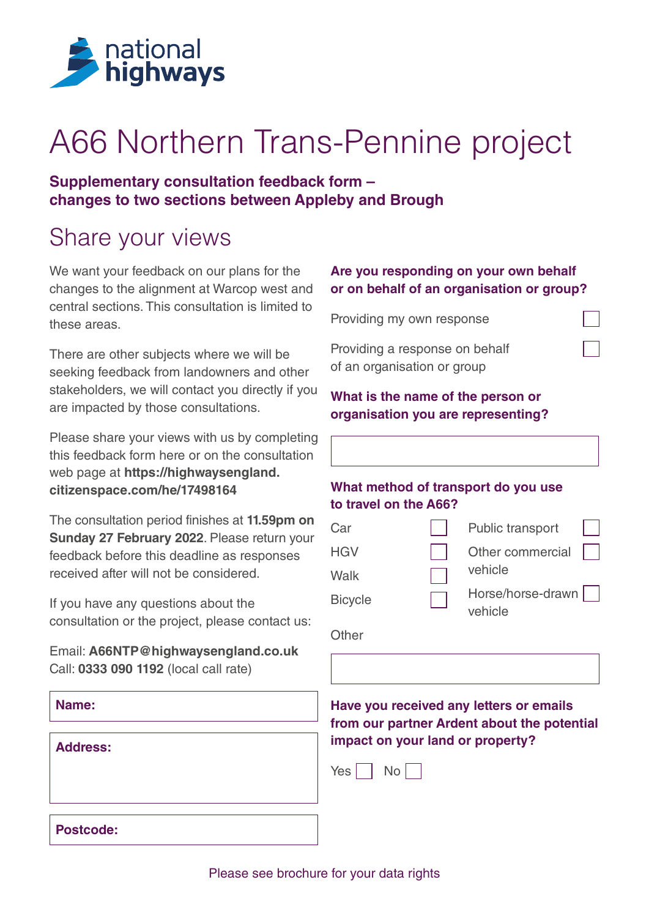national highways

# A66 Northern Trans-Pennine project

**Supplementary consultation feedback form – changes to two sections between Appleby and Brough**

## Share your views

We want your feedback on our plans for the changes to the alignment at Warcop west and central sections. This consultation is limited to these areas.

There are other subjects where we will be seeking feedback from landowners and other stakeholders, we will contact you directly if you are impacted by those consultations.

Please share your views with us by completing this feedback form here or on the consultation web page at **https://highwaysengland.citizenspace.com/he/17498164**

The consultation period finishes at **11.59pm on Sunday 27 February 2022**. Please return your feedback before this deadline as responses received after will not be considered.

If you have any questions about the consultation or the project, please contact us:

Email: **A66NTP@highwaysengland.co.uk**
Call: **0333 090 1192** (local call rate)

**Name:**

**Address:**

**Postcode:**

**Are you responding on your own behalf or on behalf of an organisation or group?**

- Providing my own response ☐
- Providing a response on behalf of an organisation or group ☐

**What is the name of the person or organisation you are representing?**

**What method of transport do you use to travel on the A66?**

| | | | |
|---|---|---|---|
| Car | ☐ | Public transport | ☐ |
| HGV | ☐ | Other commercial vehicle | ☐ |
| Walk | ☐ | Horse/horse-drawn vehicle | ☐ |
| Bicycle | ☐ | | |

Other

**Have you received any letters or emails from our partner Ardent about the potential impact on your land or property?**

Yes ☐ No ☐

Please see brochure for your data rights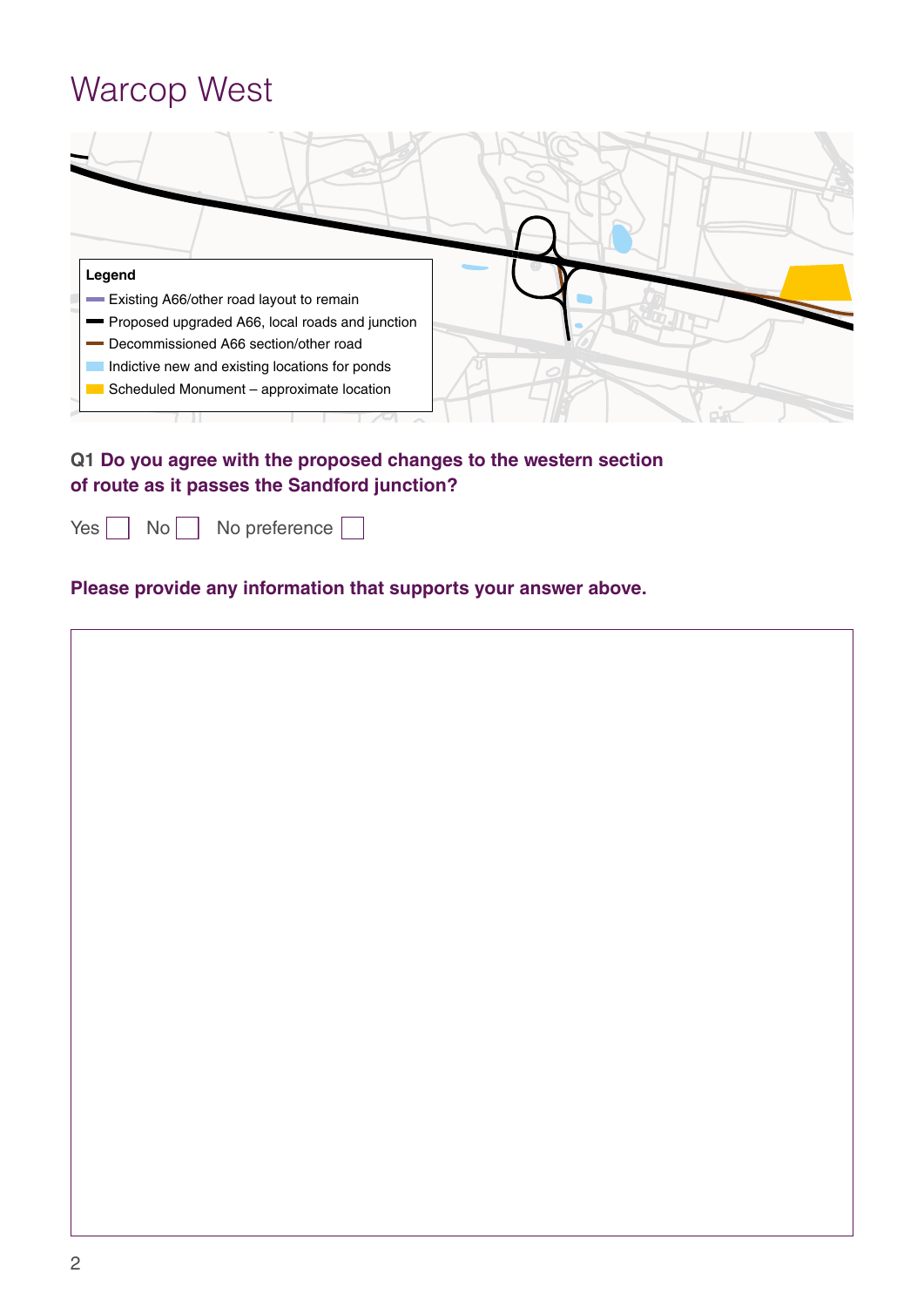# Warcop West

**Legend**

- Existing A66/other road layout to remain
- Proposed upgraded A66, local roads and junction
- Decommissioned A66 section/other road
- Indictive new and existing locations for ponds
- Scheduled Monument – approximate location

**Q1 Do you agree with the proposed changes to the western section of route as it passes the Sandford junction?**

Yes ☐ No ☐ No preference ☐

**Please provide any information that supports your answer above.**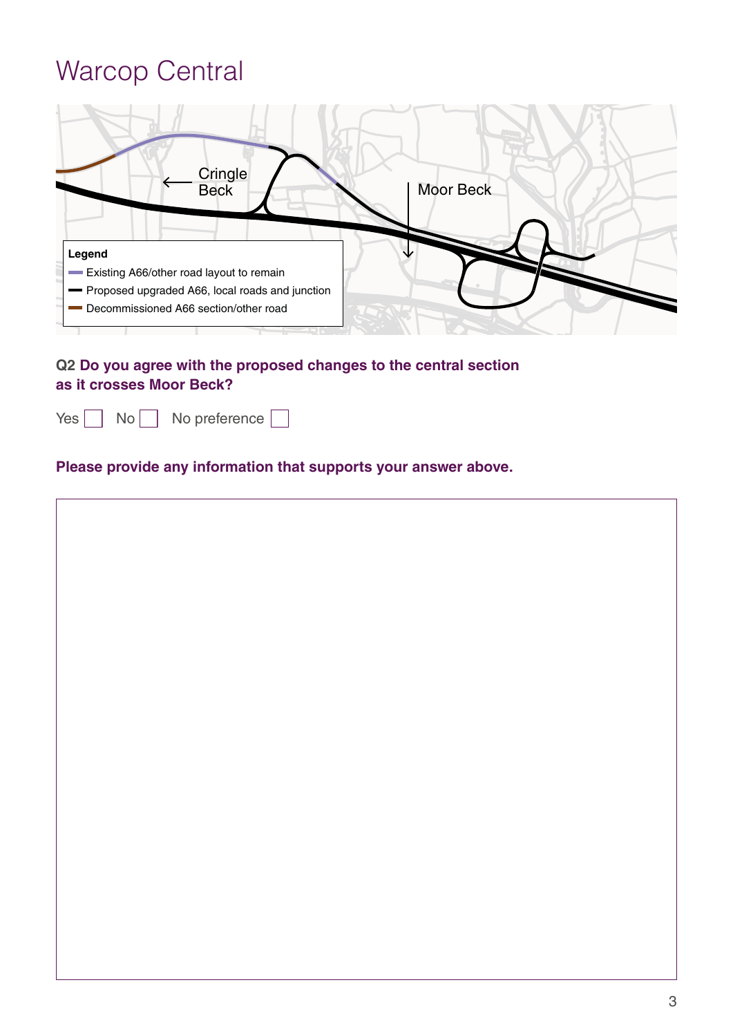# Warcop Central

Cringle Beck

Moor Beck

**Legend**
- Existing A66/other road layout to remain
- Proposed upgraded A66, local roads and junction
- Decommissioned A66 section/other road

**Q2 Do you agree with the proposed changes to the central section as it crosses Moor Beck?**

Yes ☐ No ☐ No preference ☐

**Please provide any information that supports your answer above.**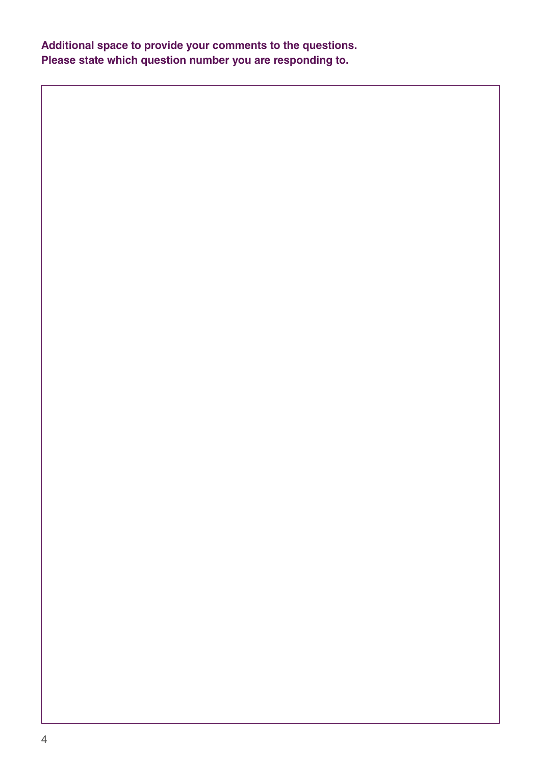**Additional space to provide your comments to the questions.**
**Please state which question number you are responding to.**